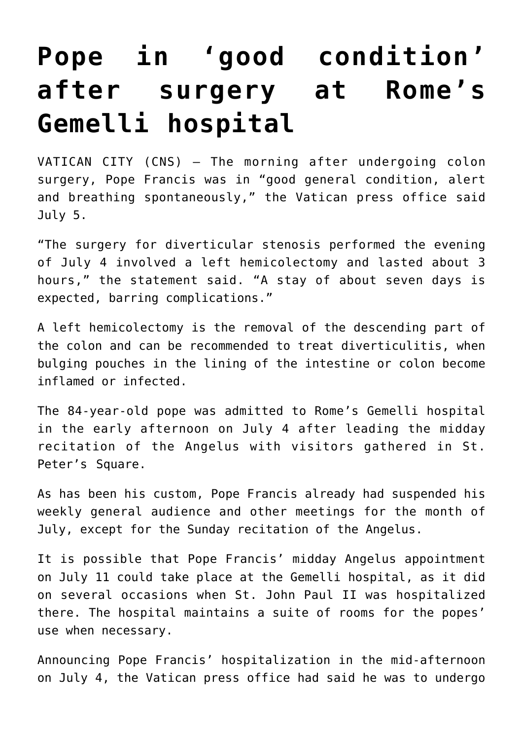# Pope in 'good condition' after surgery at Rome's Gemelli hospital

VATICAN CITY (CNS) — The morning after undergoing colon surgery, Pope Francis was in "good general condition, alert and breathing spontaneously," the Vatican press office said July 5.

"The surgery for diverticular stenosis performed the evening of July 4 involved a left hemicolectomy and lasted about 3 hours," the statement said. "A stay of about seven days is expected, barring complications."

A left hemicolectomy is the removal of the descending part of the colon and can be recommended to treat diverticulitis, when bulging pouches in the lining of the intestine or colon become inflamed or infected.

The 84-year-old pope was admitted to Rome's Gemelli hospital in the early afternoon on July 4 after leading the midday recitation of the Angelus with visitors gathered in St. Peter's Square.

As has been his custom, Pope Francis already had suspended his weekly general audience and other meetings for the month of July, except for the Sunday recitation of the Angelus.

It is possible that Pope Francis' midday Angelus appointment on July 11 could take place at the Gemelli hospital, as it did on several occasions when St. John Paul II was hospitalized there. The hospital maintains a suite of rooms for the popes' use when necessary.

Announcing Pope Francis' hospitalization in the mid-afternoon on July 4, the Vatican press office had said he was to undergo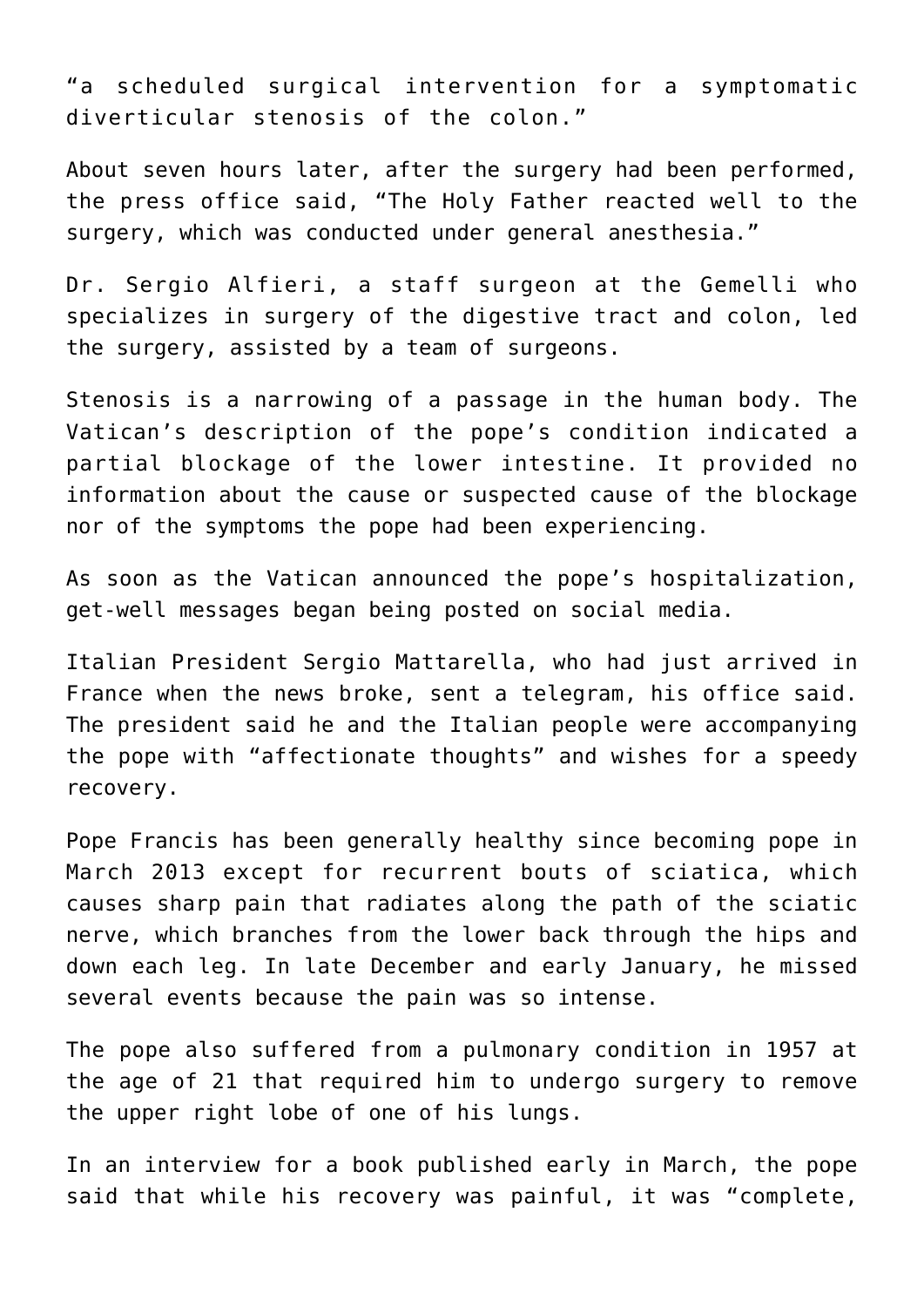"a scheduled surgical intervention for a symptomatic diverticular stenosis of the colon."

About seven hours later, after the surgery had been performed, the press office said, "The Holy Father reacted well to the surgery, which was conducted under general anesthesia."

Dr. Sergio Alfieri, a staff surgeon at the Gemelli who specializes in surgery of the digestive tract and colon, led the surgery, assisted by a team of surgeons.

Stenosis is a narrowing of a passage in the human body. The Vatican's description of the pope's condition indicated a partial blockage of the lower intestine. It provided no information about the cause or suspected cause of the blockage nor of the symptoms the pope had been experiencing.

As soon as the Vatican announced the pope's hospitalization, get-well messages began being posted on social media.

Italian President Sergio Mattarella, who had just arrived in France when the news broke, sent a telegram, his office said. The president said he and the Italian people were accompanying the pope with "affectionate thoughts" and wishes for a speedy recovery.

Pope Francis has been generally healthy since becoming pope in March 2013 except for recurrent bouts of sciatica, which causes sharp pain that radiates along the path of the sciatic nerve, which branches from the lower back through the hips and down each leg. In late December and early January, he missed several events because the pain was so intense.

The pope also suffered from a pulmonary condition in 1957 at the age of 21 that required him to undergo surgery to remove the upper right lobe of one of his lungs.

In an interview for a book published early in March, the pope said that while his recovery was painful, it was "complete,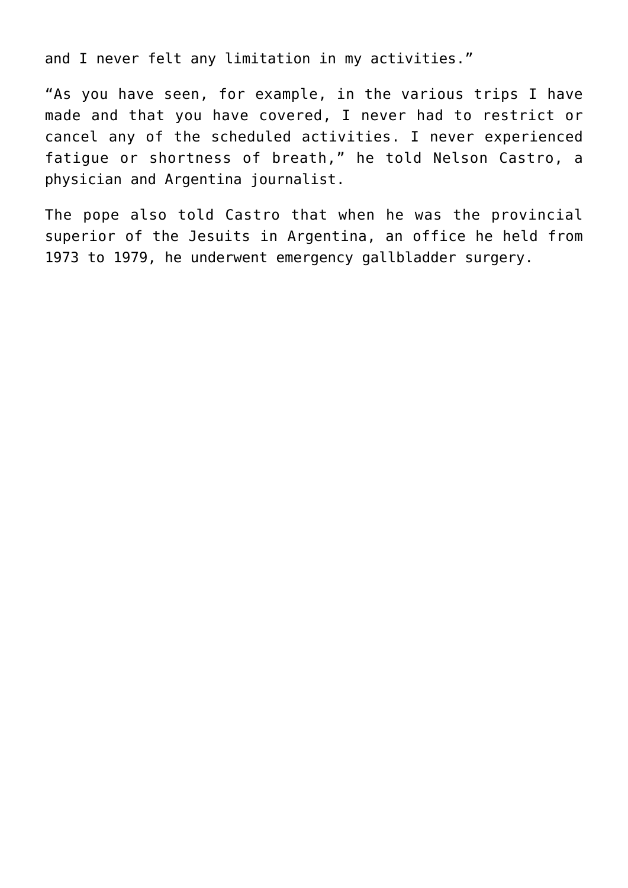and I never felt any limitation in my activities."

"As you have seen, for example, in the various trips I have made and that you have covered, I never had to restrict or cancel any of the scheduled activities. I never experienced fatigue or shortness of breath," he told Nelson Castro, a physician and Argentina journalist.

The pope also told Castro that when he was the provincial superior of the Jesuits in Argentina, an office he held from 1973 to 1979, he underwent emergency gallbladder surgery.